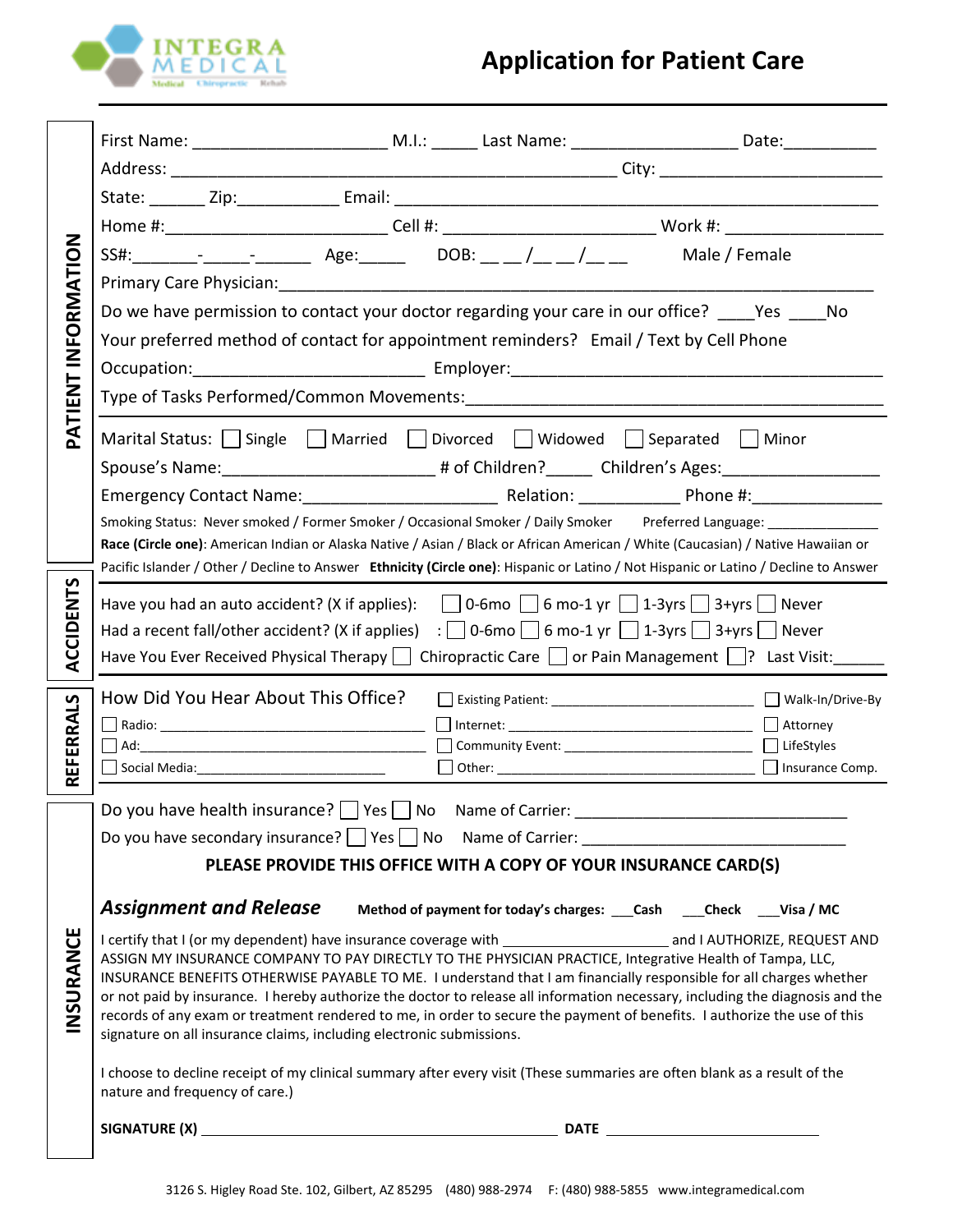INTEGRA MEDICAL
Medical Chiropractic Rehab

# Application for Patient Care

## PATIENT INFORMATION

First Name: ____________________ M.I.: _____ Last Name: _________________ Date:__________

Address: ______________________________________________ City: ______________________

State: ______ Zip:___________ Email: ________________________________________________

Home #:_______________________ Cell #: ______________________ Work #: _______________

SS#:_______-_____-______ Age:_____ DOB: __ __/__ __/__ __ Male / Female

Primary Care Physician:___________________________________________________________

Do we have permission to contact your doctor regarding your care in our office? ____Yes ____No

Your preferred method of contact for appointment reminders? Email / Text by Cell Phone

Occupation:_______________________ Employer:_____________________________________

Type of Tasks Performed/Common Movements:______________________________________

Marital Status: ☐ Single ☐ Married ☐ Divorced ☐ Widowed ☐ Separated ☐ Minor

Spouse's Name:______________________ # of Children?_____ Children's Ages:________________

Emergency Contact Name:____________________ Relation: ___________ Phone #:_____________

Smoking Status: Never smoked / Former Smoker / Occasional Smoker / Daily Smoker Preferred Language: ______________

**Race (Circle one)**: American Indian or Alaska Native / Asian / Black or African American / White (Caucasian) / Native Hawaiian or Pacific Islander / Other / Decline to Answer **Ethnicity (Circle one)**: Hispanic or Latino / Not Hispanic or Latino / Decline to Answer

## ACCIDENTS

Have you had an auto accident? (X if applies): ☐ 0-6mo ☐ 6 mo-1 yr ☐ 1-3yrs ☐ 3+yrs ☐ Never

Had a recent fall/other accident? (X if applies) : ☐ 0-6mo ☐ 6 mo-1 yr ☐ 1-3yrs ☐ 3+yrs ☐ Never

Have You Ever Received Physical Therapy ☐ Chiropractic Care ☐ or Pain Management ☐? Last Visit:______

## REFERRALS

How Did You Hear About This Office?

☐ Existing Patient: ________________________ ☐ Walk-In/Drive-By

☐ Radio: ________________________________ ☐ Internet: ______________________________ ☐ Attorney

☐ Ad:__________________________________ ☐ Community Event: ______________________ ☐ LifeStyles

☐ Social Media:________________________ ☐ Other: _________________________________ ☐ Insurance Comp.

## INSURANCE

Do you have health insurance? ☐ Yes ☐ No Name of Carrier: ______________________________

Do you have secondary insurance? ☐ Yes ☐ No Name of Carrier: ______________________________

**PLEASE PROVIDE THIS OFFICE WITH A COPY OF YOUR INSURANCE CARD(S)**

### *Assignment and Release*

**Method of payment for today's charges: ___Cash ___Check ___Visa / MC**

I certify that I (or my dependent) have insurance coverage with ____________________ and I AUTHORIZE, REQUEST AND ASSIGN MY INSURANCE COMPANY TO PAY DIRECTLY TO THE PHYSICIAN PRACTICE, Integrative Health of Tampa, LLC, INSURANCE BENEFITS OTHERWISE PAYABLE TO ME. I understand that I am financially responsible for all charges whether or not paid by insurance. I hereby authorize the doctor to release all information necessary, including the diagnosis and the records of any exam or treatment rendered to me, in order to secure the payment of benefits. I authorize the use of this signature on all insurance claims, including electronic submissions.

I choose to decline receipt of my clinical summary after every visit (These summaries are often blank as a result of the nature and frequency of care.)

**SIGNATURE (X)** ________________________________________ **DATE** ________________________

3126 S. Higley Road Ste. 102, Gilbert, AZ 85295 (480) 988-2974 F: (480) 988-5855 www.integramedical.com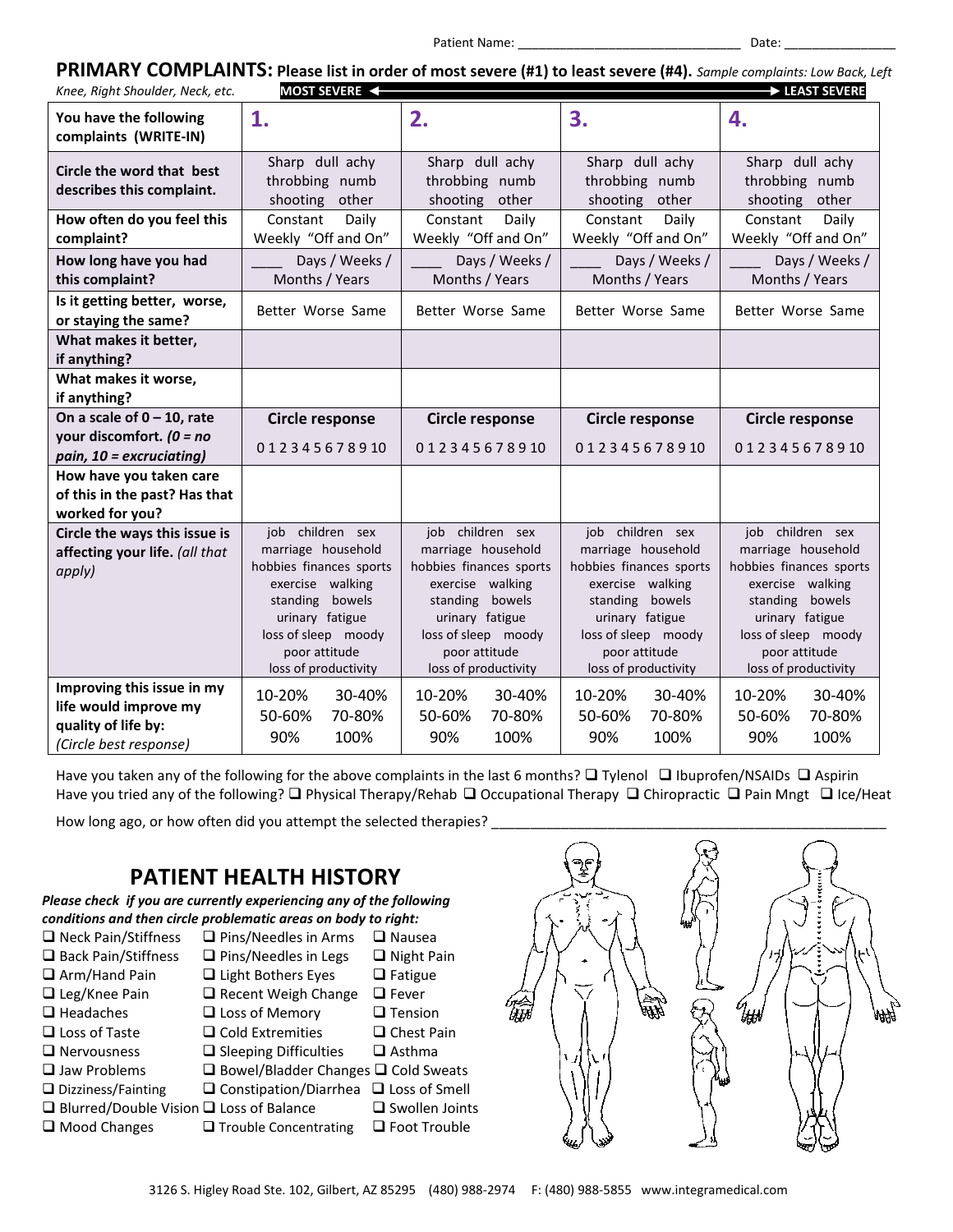Patient Name: ______________________________ Date: _______________

## PRIMARY COMPLAINTS: Please list in order of most severe (#1) to least severe (#4).

*Sample complaints: Low Back, Left Knee, Right Shoulder, Neck, etc.*

**MOST SEVERE ◄———————————————► LEAST SEVERE**

| | | | | |
|---|---|---|---|---|
| **You have the following complaints (WRITE-IN)** | **1.** | **2.** | **3.** | **4.** |
| **Circle the word that best describes this complaint.** | Sharp dull achy throbbing numb shooting other | Sharp dull achy throbbing numb shooting other | Sharp dull achy throbbing numb shooting other | Sharp dull achy throbbing numb shooting other |
| **How often do you feel this complaint?** | Constant Daily Weekly "Off and On" | Constant Daily Weekly "Off and On" | Constant Daily Weekly "Off and On" | Constant Daily Weekly "Off and On" |
| **How long have you had this complaint?** | ____ Days / Weeks / Months / Years | ____ Days / Weeks / Months / Years | ____ Days / Weeks / Months / Years | ____ Days / Weeks / Months / Years |
| **Is it getting better, worse, or staying the same?** | Better Worse Same | Better Worse Same | Better Worse Same | Better Worse Same |
| **What makes it better, if anything?** | | | | |
| **What makes it worse, if anything?** | | | | |
| **On a scale of 0 – 10, rate your discomfort.** ***(0 = no pain, 10 = excruciating)*** | **Circle response** 0 1 2 3 4 5 6 7 8 9 10 | **Circle response** 0 1 2 3 4 5 6 7 8 9 10 | **Circle response** 0 1 2 3 4 5 6 7 8 9 10 | **Circle response** 0 1 2 3 4 5 6 7 8 9 10 |
| **How have you taken care of this in the past? Has that worked for you?** | | | | |
| **Circle the ways this issue is affecting your life.** *(all that apply)* | job children sex marriage household hobbies finances sports exercise walking standing bowels urinary fatigue loss of sleep moody poor attitude loss of productivity | job children sex marriage household hobbies finances sports exercise walking standing bowels urinary fatigue loss of sleep moody poor attitude loss of productivity | job children sex marriage household hobbies finances sports exercise walking standing bowels urinary fatigue loss of sleep moody poor attitude loss of productivity | job children sex marriage household hobbies finances sports exercise walking standing bowels urinary fatigue loss of sleep moody poor attitude loss of productivity |
| **Improving this issue in my life would improve my quality of life by:** *(Circle best response)* | 10-20% 30-40% 50-60% 70-80% 90% 100% | 10-20% 30-40% 50-60% 70-80% 90% 100% | 10-20% 30-40% 50-60% 70-80% 90% 100% | 10-20% 30-40% 50-60% 70-80% 90% 100% |

Have you taken any of the following for the above complaints in the last 6 months? ❑ Tylenol ❑ Ibuprofen/NSAIDs ❑ Aspirin

Have you tried any of the following? ❑ Physical Therapy/Rehab ❑ Occupational Therapy ❑ Chiropractic ❑ Pain Mngt ❑ Ice/Heat

How long ago, or how often did you attempt the selected therapies? ______________________________________________

## PATIENT HEALTH HISTORY

***Please check if you are currently experiencing any of the following conditions and then circle problematic areas on body to right:***

| | | |
|---|---|---|
| ❑ Neck Pain/Stiffness | ❑ Pins/Needles in Arms | ❑ Nausea |
| ❑ Back Pain/Stiffness | ❑ Pins/Needles in Legs | ❑ Night Pain |
| ❑ Arm/Hand Pain | ❑ Light Bothers Eyes | ❑ Fatigue |
| ❑ Leg/Knee Pain | ❑ Recent Weigh Change | ❑ Fever |
| ❑ Headaches | ❑ Loss of Memory | ❑ Tension |
| ❑ Loss of Taste | ❑ Cold Extremities | ❑ Chest Pain |
| ❑ Nervousness | ❑ Sleeping Difficulties | ❑ Asthma |
| ❑ Jaw Problems | ❑ Bowel/Bladder Changes | ❑ Cold Sweats |
| ❑ Dizziness/Fainting | ❑ Constipation/Diarrhea | ❑ Loss of Smell |
| ❑ Blurred/Double Vision | ❑ Loss of Balance | ❑ Swollen Joints |
| ❑ Mood Changes | ❑ Trouble Concentrating | ❑ Foot Trouble |

3126 S. Higley Road Ste. 102, Gilbert, AZ 85295 (480) 988-2974 F: (480) 988-5855 www.integramedical.com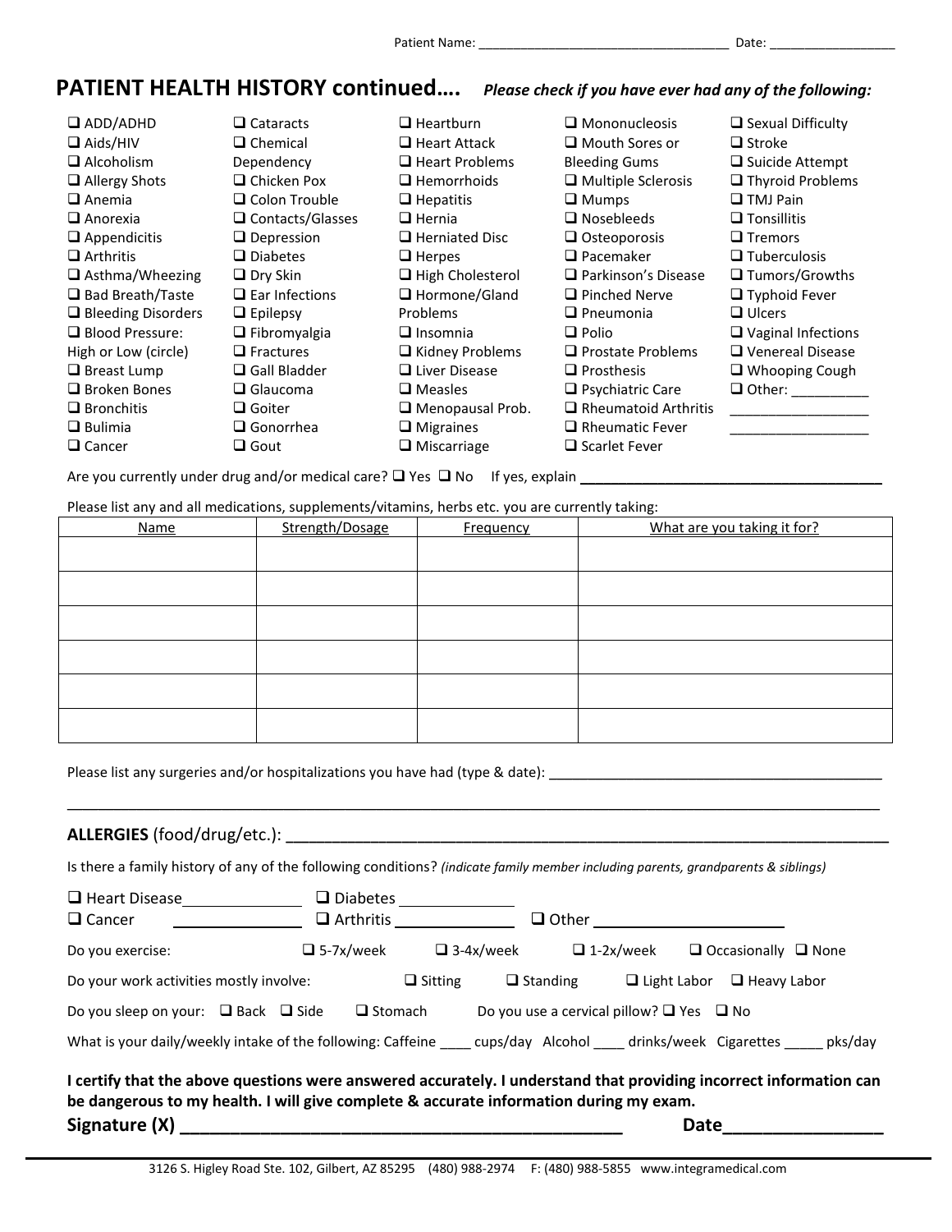Patient Name: ___________________________________ Date: _________________

## PATIENT HEALTH HISTORY continued…. *Please check if you have ever had any of the following:*

- ❑ ADD/ADHD
- ❑ Aids/HIV
- ❑ Alcoholism
- ❑ Allergy Shots
- ❑ Anemia
- ❑ Anorexia
- ❑ Appendicitis
- ❑ Arthritis
- ❑ Asthma/Wheezing
- ❑ Bad Breath/Taste
- ❑ Bleeding Disorders
- ❑ Blood Pressure: High or Low (circle)
- ❑ Breast Lump
- ❑ Broken Bones
- ❑ Bronchitis
- ❑ Bulimia
- ❑ Cancer
- ❑ Cataracts
- ❑ Chemical Dependency
- ❑ Chicken Pox
- ❑ Colon Trouble
- ❑ Contacts/Glasses
- ❑ Depression
- ❑ Diabetes
- ❑ Dry Skin
- ❑ Ear Infections
- ❑ Epilepsy
- ❑ Fibromyalgia
- ❑ Fractures
- ❑ Gall Bladder
- ❑ Glaucoma
- ❑ Goiter
- ❑ Gonorrhea
- ❑ Gout
- ❑ Heartburn
- ❑ Heart Attack
- ❑ Heart Problems
- ❑ Hemorrhoids
- ❑ Hepatitis
- ❑ Hernia
- ❑ Herniated Disc
- ❑ Herpes
- ❑ High Cholesterol
- ❑ Hormone/Gland Problems
- ❑ Insomnia
- ❑ Kidney Problems
- ❑ Liver Disease
- ❑ Measles
- ❑ Menopausal Prob.
- ❑ Migraines
- ❑ Miscarriage
- ❑ Mononucleosis
- ❑ Mouth Sores or Bleeding Gums
- ❑ Multiple Sclerosis
- ❑ Mumps
- ❑ Nosebleeds
- ❑ Osteoporosis
- ❑ Pacemaker
- ❑ Parkinson's Disease
- ❑ Pinched Nerve
- ❑ Pneumonia
- ❑ Polio
- ❑ Prostate Problems
- ❑ Prosthesis
- ❑ Psychiatric Care
- ❑ Rheumatoid Arthritis
- ❑ Rheumatic Fever
- ❑ Scarlet Fever
- ❑ Sexual Difficulty
- ❑ Stroke
- ❑ Suicide Attempt
- ❑ Thyroid Problems
- ❑ TMJ Pain
- ❑ Tonsillitis
- ❑ Tremors
- ❑ Tuberculosis
- ❑ Tumors/Growths
- ❑ Typhoid Fever
- ❑ Ulcers
- ❑ Vaginal Infections
- ❑ Venereal Disease
- ❑ Whooping Cough
- ❑ Other: __________ __________________ __________________

Are you currently under drug and/or medical care? ❑ Yes ❑ No If yes, explain ______________________________________

Please list any and all medications, supplements/vitamins, herbs etc. you are currently taking:

| Name | Strength/Dosage | Frequency | What are you taking it for? |
|---|---|---|---|
| | | | |
| | | | |
| | | | |
| | | | |
| | | | |
| | | | |

Please list any surgeries and/or hospitalizations you have had (type & date): __________________________________________

______________________________________________________________________________________________

**ALLERGIES** (food/drug/etc.): ______________________________________________________________________

Is there a family history of any of the following conditions? *(indicate family member including parents, grandparents & siblings)*

❑ Heart Disease______________ ❑ Diabetes _____________
❑ Cancer ______________ ❑ Arthritis ______________ ❑ Other ______________________

Do you exercise: ❑ 5-7x/week ❑ 3-4x/week ❑ 1-2x/week ❑ Occasionally ❑ None

Do your work activities mostly involve: ❑ Sitting ❑ Standing ❑ Light Labor ❑ Heavy Labor

Do you sleep on your: ❑ Back ❑ Side ❑ Stomach Do you use a cervical pillow? ❑ Yes ❑ No

What is your daily/weekly intake of the following: Caffeine ____ cups/day Alcohol ____ drinks/week Cigarettes _____ pks/day

**I certify that the above questions were answered accurately. I understand that providing incorrect information can be dangerous to my health. I will give complete & accurate information during my exam.**

**Signature (X) _____________________________________________ Date________________**

3126 S. Higley Road Ste. 102, Gilbert, AZ 85295 (480) 988-2974 F: (480) 988-5855 www.integramedical.com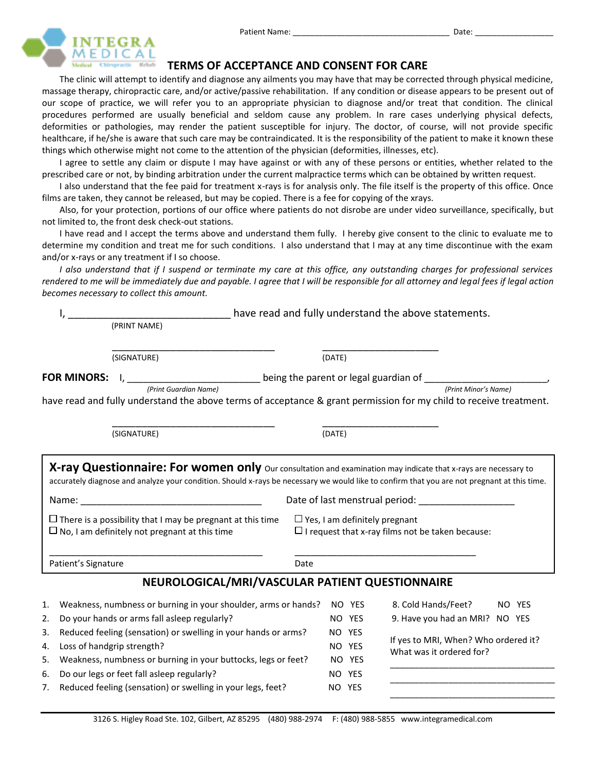Patient Name: ___________________________________ Date: _________________

INTEGRA MEDICAL
Medical Chiropractic Rehab

# TERMS OF ACCEPTANCE AND CONSENT FOR CARE

The clinic will attempt to identify and diagnose any ailments you may have that may be corrected through physical medicine, massage therapy, chiropractic care, and/or active/passive rehabilitation. If any condition or disease appears to be present out of our scope of practice, we will refer you to an appropriate physician to diagnose and/or treat that condition. The clinical procedures performed are usually beneficial and seldom cause any problem. In rare cases underlying physical defects, deformities or pathologies, may render the patient susceptible for injury. The doctor, of course, will not provide specific healthcare, if he/she is aware that such care may be contraindicated. It is the responsibility of the patient to make it known these things which otherwise might not come to the attention of the physician (deformities, illnesses, etc).

I agree to settle any claim or dispute I may have against or with any of these persons or entities, whether related to the prescribed care or not, by binding arbitration under the current malpractice terms which can be obtained by written request.

I also understand that the fee paid for treatment x-rays is for analysis only. The file itself is the property of this office. Once films are taken, they cannot be released, but may be copied. There is a fee for copying of the xrays.

Also, for your protection, portions of our office where patients do not disrobe are under video surveillance, specifically, but not limited to, the front desk check-out stations.

I have read and I accept the terms above and understand them fully. I hereby give consent to the clinic to evaluate me to determine my condition and treat me for such conditions. I also understand that I may at any time discontinue with the exam and/or x-rays or any treatment if I so choose.

*I also understand that if I suspend or terminate my care at this office, any outstanding charges for professional services rendered to me will be immediately due and payable. I agree that I will be responsible for all attorney and legal fees if legal action becomes necessary to collect this amount.*

I, _____________________________ have read and fully understand the above statements.
(PRINT NAME)

_______________________________ _____________________
(SIGNATURE) (DATE)

**FOR MINORS:** I, ________________________ being the parent or legal guardian of _______________________,
*(Print Guardian Name)* *(Print Minor's Name)*
have read and fully understand the above terms of acceptance & grant permission for my child to receive treatment.

_______________________________ _____________________
(SIGNATURE) (DATE)

## X-ray Questionnaire: For women only

Our consultation and examination may indicate that x-rays are necessary to accurately diagnose and analyze your condition. Should x-rays be necessary we would like to confirm that you are not pregnant at this time.

Name: _________________________________ Date of last menstrual period: _________________

- ☐ There is a possibility that I may be pregnant at this time
- ☐ No, I am definitely not pregnant at this time
- ☐ Yes, I am definitely pregnant
- ☐ I request that x-ray films not be taken because:

_________________________________________ ___________________________________
Patient's Signature Date

## NEUROLOGICAL/MRI/VASCULAR PATIENT QUESTIONNAIRE

1. Weakness, numbness or burning in your shoulder, arms or hands? NO YES
2. Do your hands or arms fall asleep regularly? NO YES
3. Reduced feeling (sensation) or swelling in your hands or arms? NO YES
4. Loss of handgrip strength? NO YES
5. Weakness, numbness or burning in your buttocks, legs or feet? NO YES
6. Do our legs or feet fall asleep regularly? NO YES
7. Reduced feeling (sensation) or swelling in your legs, feet? NO YES
8. Cold Hands/Feet? NO YES
9. Have you had an MRI? NO YES

If yes to MRI, When? Who ordered it? What was it ordered for?

__________________________________

__________________________________

__________________________________

3126 S. Higley Road Ste. 102, Gilbert, AZ 85295 (480) 988-2974 F: (480) 988-5855 www.integramedical.com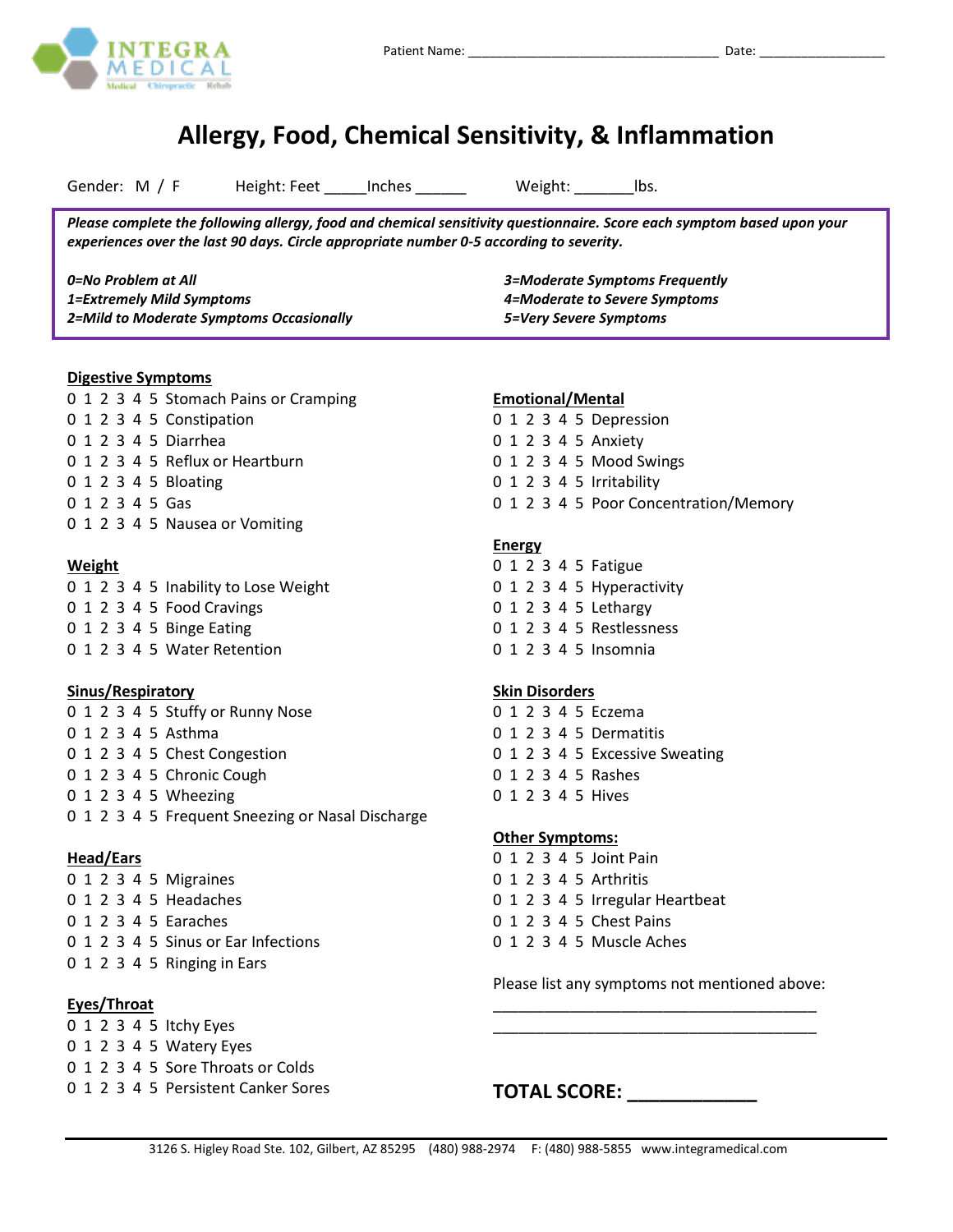Patient Name: ___________________________________ Date: __________________

# Allergy, Food, Chemical Sensitivity, & Inflammation

Gender: M / F Height: Feet _____Inches ______ Weight: _______lbs.

***Please complete the following allergy, food and chemical sensitivity questionnaire. Score each symptom based upon your experiences over the last 90 days. Circle appropriate number 0-5 according to severity.***

***0=No Problem at All***
***1=Extremely Mild Symptoms***
***2=Mild to Moderate Symptoms Occasionally***
***3=Moderate Symptoms Frequently***
***4=Moderate to Severe Symptoms***
***5=Very Severe Symptoms***

**Digestive Symptoms**

0 1 2 3 4 5 Stomach Pains or Cramping
0 1 2 3 4 5 Constipation
0 1 2 3 4 5 Diarrhea
0 1 2 3 4 5 Reflux or Heartburn
0 1 2 3 4 5 Bloating
0 1 2 3 4 5 Gas
0 1 2 3 4 5 Nausea or Vomiting

**Weight**

0 1 2 3 4 5 Inability to Lose Weight
0 1 2 3 4 5 Food Cravings
0 1 2 3 4 5 Binge Eating
0 1 2 3 4 5 Water Retention

**Sinus/Respiratory**

0 1 2 3 4 5 Stuffy or Runny Nose
0 1 2 3 4 5 Asthma
0 1 2 3 4 5 Chest Congestion
0 1 2 3 4 5 Chronic Cough
0 1 2 3 4 5 Wheezing
0 1 2 3 4 5 Frequent Sneezing or Nasal Discharge

**Head/Ears**

0 1 2 3 4 5 Migraines
0 1 2 3 4 5 Headaches
0 1 2 3 4 5 Earaches
0 1 2 3 4 5 Sinus or Ear Infections
0 1 2 3 4 5 Ringing in Ears

**Eyes/Throat**

0 1 2 3 4 5 Itchy Eyes
0 1 2 3 4 5 Watery Eyes
0 1 2 3 4 5 Sore Throats or Colds
0 1 2 3 4 5 Persistent Canker Sores

**Emotional/Mental**

0 1 2 3 4 5 Depression
0 1 2 3 4 5 Anxiety
0 1 2 3 4 5 Mood Swings
0 1 2 3 4 5 Irritability
0 1 2 3 4 5 Poor Concentration/Memory

**Energy**

0 1 2 3 4 5 Fatigue
0 1 2 3 4 5 Hyperactivity
0 1 2 3 4 5 Lethargy
0 1 2 3 4 5 Restlessness
0 1 2 3 4 5 Insomnia

**Skin Disorders**

0 1 2 3 4 5 Eczema
0 1 2 3 4 5 Dermatitis
0 1 2 3 4 5 Excessive Sweating
0 1 2 3 4 5 Rashes
0 1 2 3 4 5 Hives

**Other Symptoms:**

0 1 2 3 4 5 Joint Pain
0 1 2 3 4 5 Arthritis
0 1 2 3 4 5 Irregular Heartbeat
0 1 2 3 4 5 Chest Pains
0 1 2 3 4 5 Muscle Aches

Please list any symptoms not mentioned above:

_______________________________________

_______________________________________

**TOTAL SCORE: ___________**

3126 S. Higley Road Ste. 102, Gilbert, AZ 85295 (480) 988-2974 F: (480) 988-5855 www.integramedical.com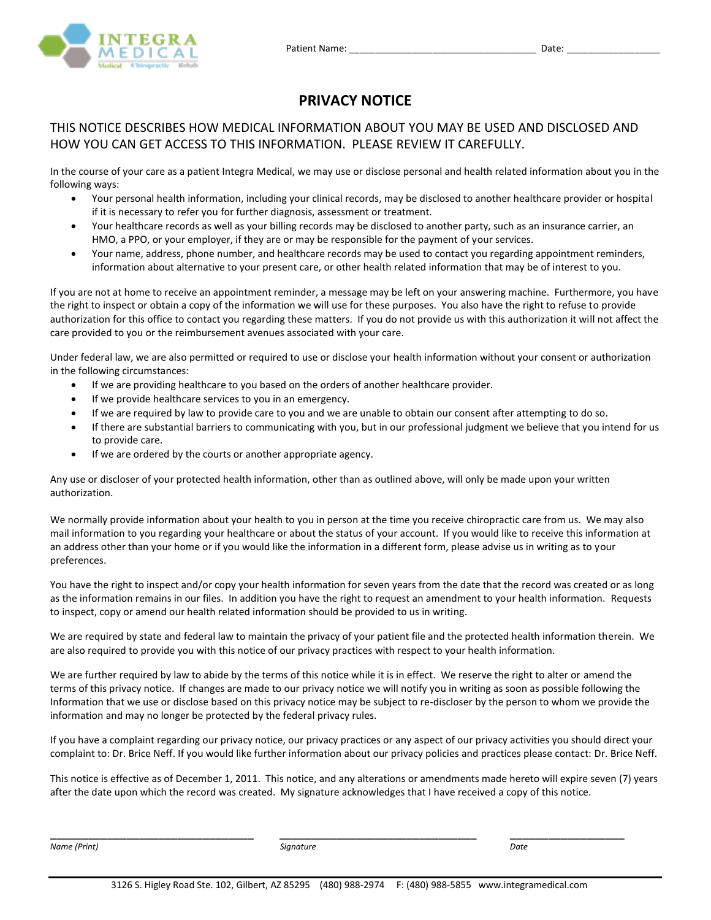Patient Name: ___________________________________ Date: __________________

# PRIVACY NOTICE

THIS NOTICE DESCRIBES HOW MEDICAL INFORMATION ABOUT YOU MAY BE USED AND DISCLOSED AND HOW YOU CAN GET ACCESS TO THIS INFORMATION. PLEASE REVIEW IT CAREFULLY.

In the course of your care as a patient Integra Medical, we may use or disclose personal and health related information about you in the following ways:

- Your personal health information, including your clinical records, may be disclosed to another healthcare provider or hospital if it is necessary to refer you for further diagnosis, assessment or treatment.
- Your healthcare records as well as your billing records may be disclosed to another party, such as an insurance carrier, an HMO, a PPO, or your employer, if they are or may be responsible for the payment of your services.
- Your name, address, phone number, and healthcare records may be used to contact you regarding appointment reminders, information about alternative to your present care, or other health related information that may be of interest to you.

If you are not at home to receive an appointment reminder, a message may be left on your answering machine. Furthermore, you have the right to inspect or obtain a copy of the information we will use for these purposes. You also have the right to refuse to provide authorization for this office to contact you regarding these matters. If you do not provide us with this authorization it will not affect the care provided to you or the reimbursement avenues associated with your care.

Under federal law, we are also permitted or required to use or disclose your health information without your consent or authorization in the following circumstances:

- If we are providing healthcare to you based on the orders of another healthcare provider.
- If we provide healthcare services to you in an emergency.
- If we are required by law to provide care to you and we are unable to obtain our consent after attempting to do so.
- If there are substantial barriers to communicating with you, but in our professional judgment we believe that you intend for us to provide care.
- If we are ordered by the courts or another appropriate agency.

Any use or discloser of your protected health information, other than as outlined above, will only be made upon your written authorization.

We normally provide information about your health to you in person at the time you receive chiropractic care from us. We may also mail information to you regarding your healthcare or about the status of your account. If you would like to receive this information at an address other than your home or if you would like the information in a different form, please advise us in writing as to your preferences.

You have the right to inspect and/or copy your health information for seven years from the date that the record was created or as long as the information remains in our files. In addition you have the right to request an amendment to your health information. Requests to inspect, copy or amend our health related information should be provided to us in writing.

We are required by state and federal law to maintain the privacy of your patient file and the protected health information therein. We are also required to provide you with this notice of our privacy practices with respect to your health information.

We are further required by law to abide by the terms of this notice while it is in effect. We reserve the right to alter or amend the terms of this privacy notice. If changes are made to our privacy notice we will notify you in writing as soon as possible following the Information that we use or disclose based on this privacy notice may be subject to re-discloser by the person to whom we provide the information and may no longer be protected by the federal privacy rules.

If you have a complaint regarding our privacy notice, our privacy practices or any aspect of our privacy activities you should direct your complaint to: Dr. Brice Neff. If you would like further information about our privacy policies and practices please contact: Dr. Brice Neff.

This notice is effective as of December 1, 2011. This notice, and any alterations or amendments made hereto will expire seven (7) years after the date upon which the record was created. My signature acknowledges that I have received a copy of this notice.

_____________________________________ _____________________________________ ______________________

*Name (Print)* *Signature* *Date*

3126 S. Higley Road Ste. 102, Gilbert, AZ 85295 (480) 988-2974 F: (480) 988-5855 www.integramedical.com